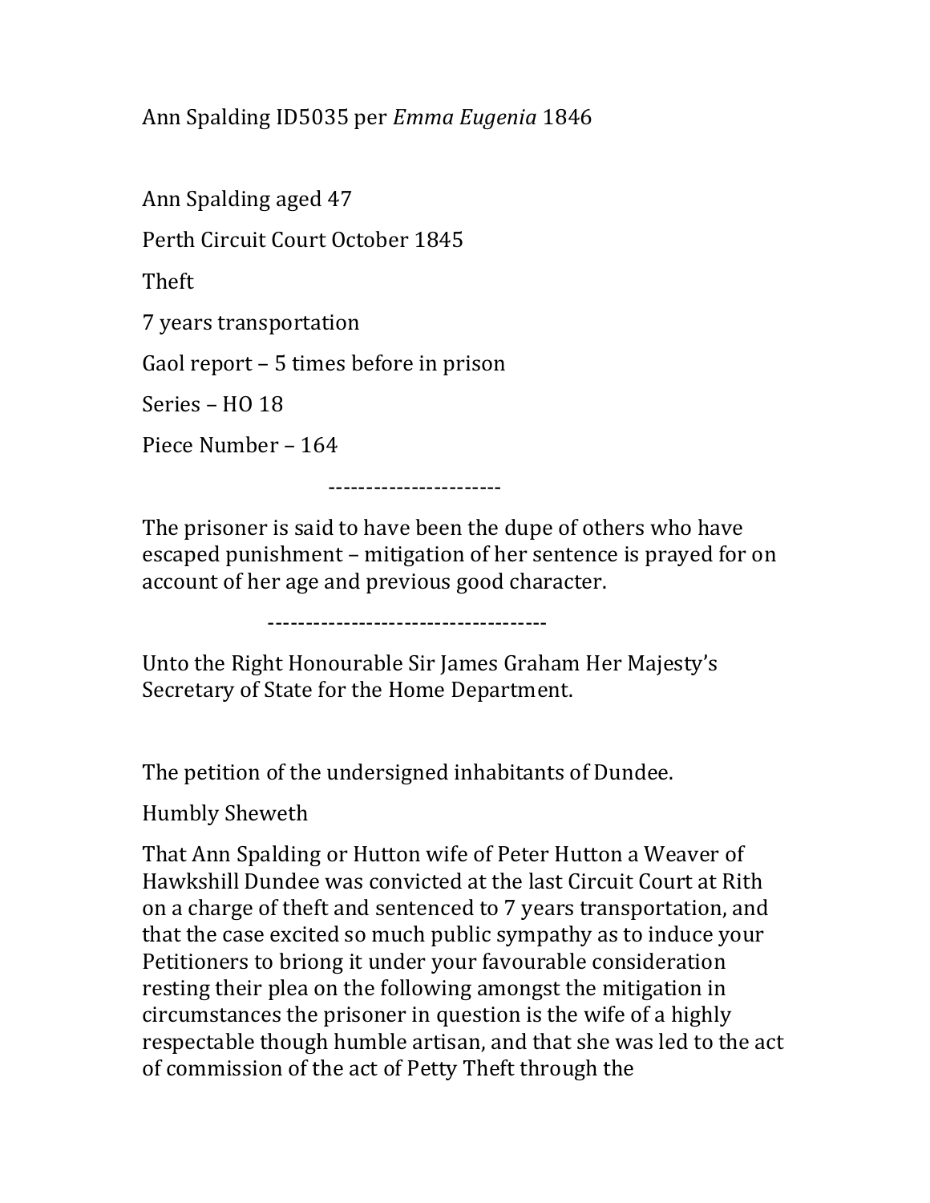Ann Spalding ID5035 per *Emma Eugenia* 1846

Ann Spalding aged 47

Perth Circuit Court October 1845

Theft

7 years transportation

Gaol report – 5 times before in prison

Series – HO 18

Piece Number – 164

-----------------------

The prisoner is said to have been the dupe of others who have escaped punishment – mitigation of her sentence is prayed for on account of her age and previous good character.

-------------------------------------

Unto the Right Honourable Sir James Graham Her Majesty's Secretary of State for the Home Department.

The petition of the undersigned inhabitants of Dundee.

Humbly Sheweth

That Ann Spalding or Hutton wife of Peter Hutton a Weaver of Hawkshill Dundee was convicted at the last Circuit Court at Rith on a charge of theft and sentenced to 7 years transportation, and that the case excited so much public sympathy as to induce your Petitioners to briong it under your favourable consideration resting their plea on the following amongst the mitigation in circumstances the prisoner in question is the wife of a highly respectable though humble artisan, and that she was led to the act of commission of the act of Petty Theft through the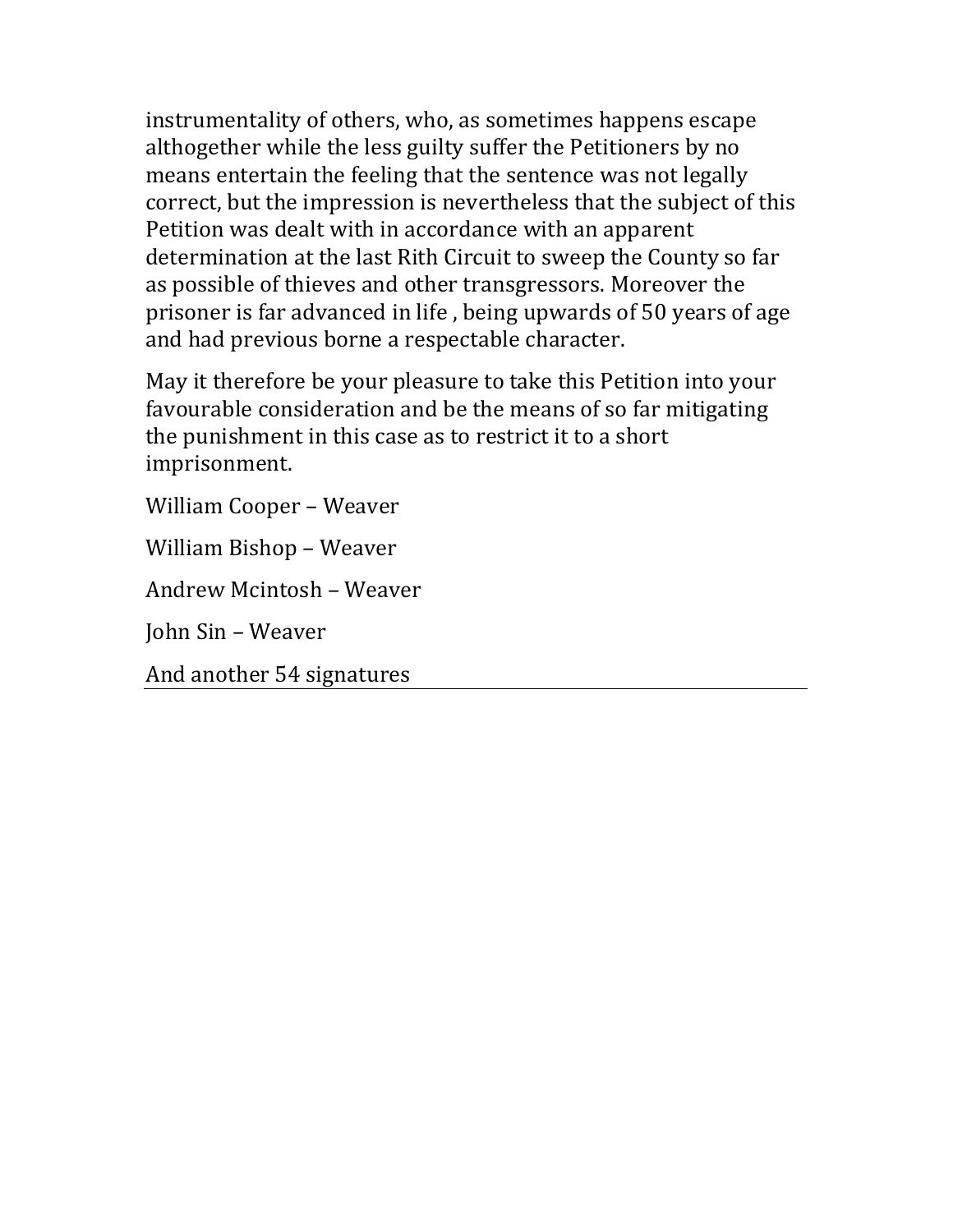instrumentality of others, who, as sometimes happens escape althogether while the less guilty suffer the Petitioners by no means entertain the feeling that the sentence was not legally correct, but the impression is nevertheless that the subject of this Petition was dealt with in accordance with an apparent determination at the last Rith Circuit to sweep the County so far as possible of thieves and other transgressors. Moreover the prisoner is far advanced in life , being upwards of 50 years of age and had previous borne a respectable character.

May it therefore be your pleasure to take this Petition into your favourable consideration and be the means of so far mitigating the punishment in this case as to restrict it to a short imprisonment.

William Cooper – Weaver

William Bishop – Weaver

Andrew Mcintosh – Weaver

John Sin – Weaver

And another 54 signatures

---